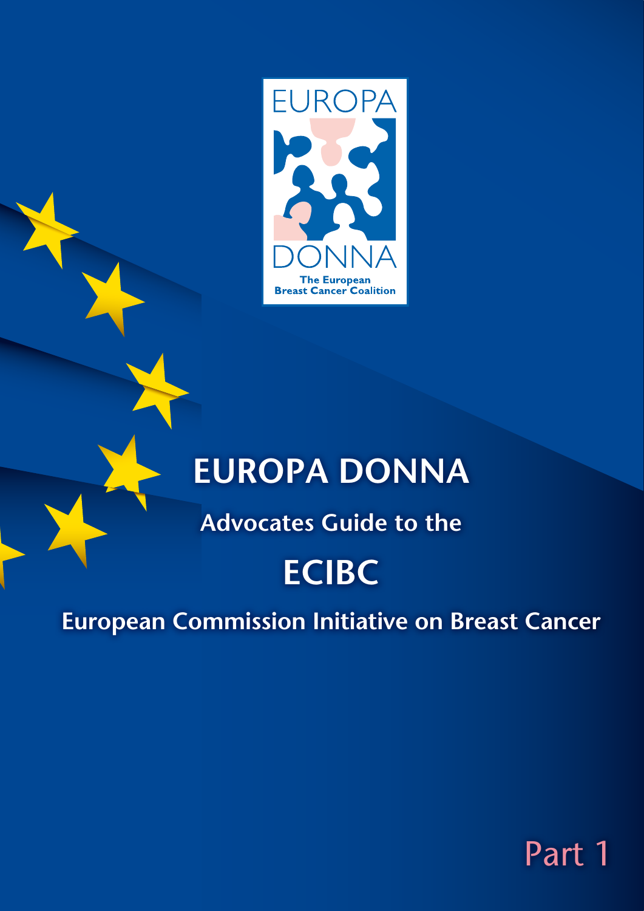EUROPA DONNA

The European Breast Cancer Coalition

# EUROPA DONNA

## Advocates Guide to the

# ECIBC

## European Commission Initiative on Breast Cancer

Part 1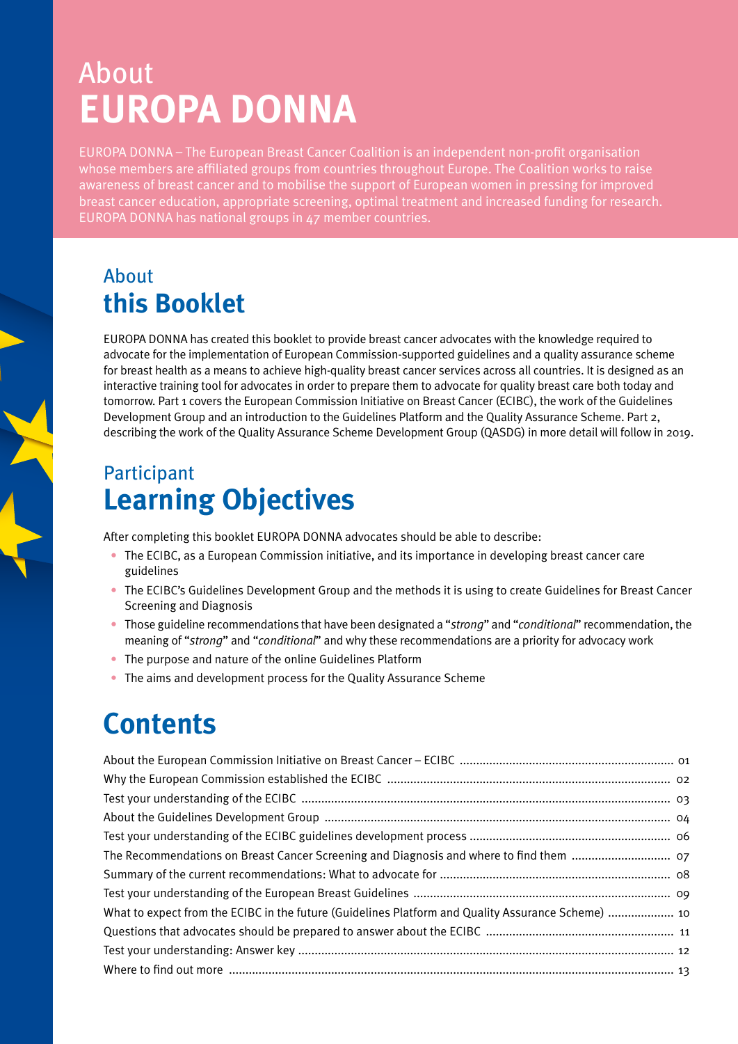# About **EUROPA DONNA**

EUROPA DONNA – The European Breast Cancer Coalition is an independent non-profit organisation whose members are affiliated groups from countries throughout Europe. The Coalition works to raise awareness of breast cancer and to mobilise the support of European women in pressing for improved breast cancer education, appropriate screening, optimal treatment and increased funding for research. EUROPA DONNA has national groups in 47 member countries.

## About **this Booklet**

EUROPA DONNA has created this booklet to provide breast cancer advocates with the knowledge required to advocate for the implementation of European Commission-supported guidelines and a quality assurance scheme for breast health as a means to achieve high-quality breast cancer services across all countries. It is designed as an interactive training tool for advocates in order to prepare them to advocate for quality breast care both today and tomorrow. Part 1 covers the European Commission Initiative on Breast Cancer (ECIBC), the work of the Guidelines Development Group and an introduction to the Guidelines Platform and the Quality Assurance Scheme. Part 2, describing the work of the Quality Assurance Scheme Development Group (QASDG) in more detail will follow in 2019.

## Participant **Learning Objectives**

After completing this booklet EUROPA DONNA advocates should be able to describe:

- The ECIBC, as a European Commission initiative, and its importance in developing breast cancer care guidelines
- The ECIBC's Guidelines Development Group and the methods it is using to create Guidelines for Breast Cancer Screening and Diagnosis
- Those guideline recommendations that have been designated a "*strong*" and "*conditional*" recommendation, the meaning of "*strong*" and "*conditional*" and why these recommendations are a priority for advocacy work
- The purpose and nature of the online Guidelines Platform
- The aims and development process for the Quality Assurance Scheme

## Contents

| | |
|---|---|
| About the European Commission Initiative on Breast Cancer – ECIBC | 01 |
| Why the European Commission established the ECIBC | 02 |
| Test your understanding of the ECIBC | 03 |
| About the Guidelines Development Group | 04 |
| Test your understanding of the ECIBC guidelines development process | 06 |
| The Recommendations on Breast Cancer Screening and Diagnosis and where to find them | 07 |
| Summary of the current recommendations: What to advocate for | 08 |
| Test your understanding of the European Breast Guidelines | 09 |
| What to expect from the ECIBC in the future (Guidelines Platform and Quality Assurance Scheme) | 10 |
| Questions that advocates should be prepared to answer about the ECIBC | 11 |
| Test your understanding: Answer key | 12 |
| Where to find out more | 13 |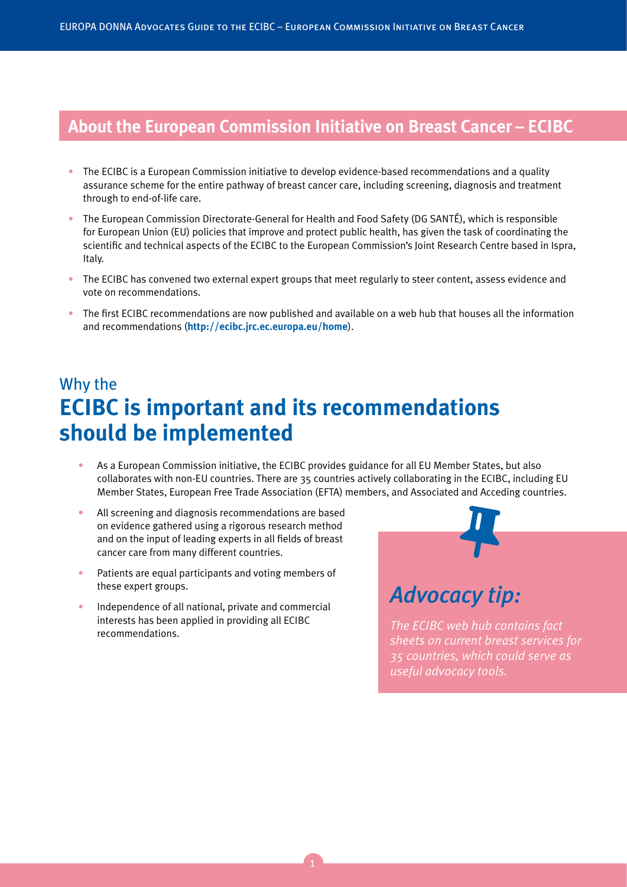## About the European Commission Initiative on Breast Cancer – ECIBC

- The ECIBC is a European Commission initiative to develop evidence-based recommendations and a quality assurance scheme for the entire pathway of breast cancer care, including screening, diagnosis and treatment through to end-of-life care.
- The European Commission Directorate-General for Health and Food Safety (DG SANTÉ), which is responsible for European Union (EU) policies that improve and protect public health, has given the task of coordinating the scientific and technical aspects of the ECIBC to the European Commission's Joint Research Centre based in Ispra, Italy.
- The ECIBC has convened two external expert groups that meet regularly to steer content, assess evidence and vote on recommendations.
- The first ECIBC recommendations are now published and available on a web hub that houses all the information and recommendations (**http://ecibc.jrc.ec.europa.eu/home**).

## Why the **ECIBC is important and its recommendations should be implemented**

- As a European Commission initiative, the ECIBC provides guidance for all EU Member States, but also collaborates with non-EU countries. There are 35 countries actively collaborating in the ECIBC, including EU Member States, European Free Trade Association (EFTA) members, and Associated and Acceding countries.
- All screening and diagnosis recommendations are based on evidence gathered using a rigorous research method and on the input of leading experts in all fields of breast cancer care from many different countries.
- Patients are equal participants and voting members of these expert groups.
- Independence of all national, private and commercial interests has been applied in providing all ECIBC recommendations.

### *Advocacy tip:*

*The ECIBC web hub contains fact sheets on current breast services for 35 countries, which could serve as useful advocacy tools.*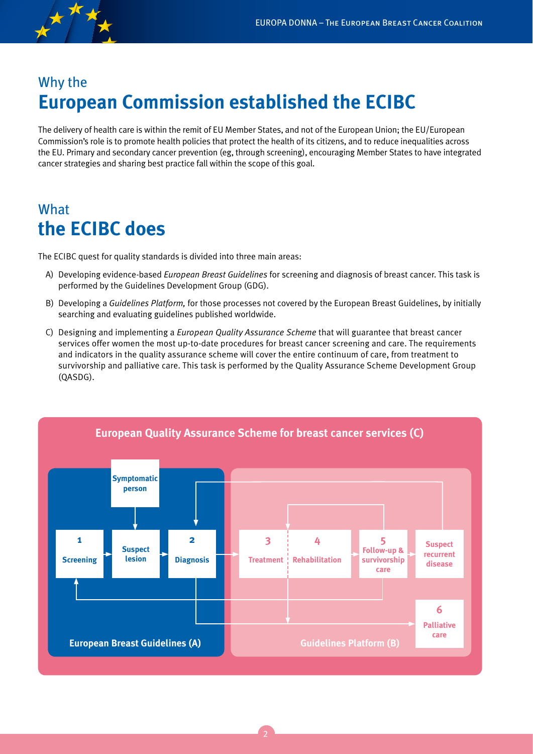## Why the European Commission established the ECIBC

The delivery of health care is within the remit of EU Member States, and not of the European Union; the EU/European Commission's role is to promote health policies that protect the health of its citizens, and to reduce inequalities across the EU. Primary and secondary cancer prevention (eg, through screening), encouraging Member States to have integrated cancer strategies and sharing best practice fall within the scope of this goal.

## What the ECIBC does

The ECIBC quest for quality standards is divided into three main areas:

A) Developing evidence-based *European Breast Guidelines* for screening and diagnosis of breast cancer. This task is performed by the Guidelines Development Group (GDG).

B) Developing a *Guidelines Platform,* for those processes not covered by the European Breast Guidelines, by initially searching and evaluating guidelines published worldwide.

C) Designing and implementing a *European Quality Assurance Scheme* that will guarantee that breast cancer services offer women the most up-to-date procedures for breast cancer screening and care. The requirements and indicators in the quality assurance scheme will cover the entire continuum of care, from treatment to survivorship and palliative care. This task is performed by the Quality Assurance Scheme Development Group (QASDG).

**European Quality Assurance Scheme for breast cancer services (C)**

- European Breast Guidelines (A): Symptomatic person; 1 Screening; Suspect lesion; 2 Diagnosis
- Guidelines Platform (B): 3 Treatment; 4 Rehabilitation; 5 Follow-up & survivorship care; Suspect recurrent disease; 6 Palliative care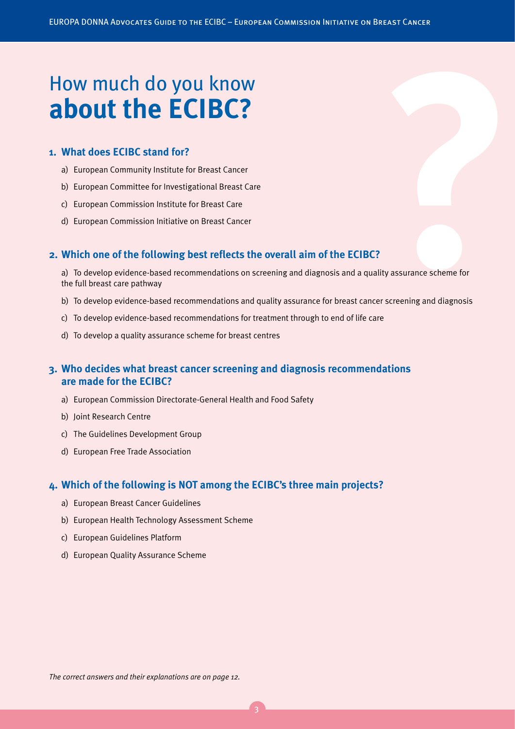# How much do you know **about the ECIBC?**

**1. What does ECIBC stand for?**

a) European Community Institute for Breast Cancer

b) European Committee for Investigational Breast Care

c) European Commission Institute for Breast Care

d) European Commission Initiative on Breast Cancer

**2. Which one of the following best reflects the overall aim of the ECIBC?**

a) To develop evidence-based recommendations on screening and diagnosis and a quality assurance scheme for the full breast care pathway

b) To develop evidence-based recommendations and quality assurance for breast cancer screening and diagnosis

c) To develop evidence-based recommendations for treatment through to end of life care

d) To develop a quality assurance scheme for breast centres

**3. Who decides what breast cancer screening and diagnosis recommendations are made for the ECIBC?**

a) European Commission Directorate-General Health and Food Safety

b) Joint Research Centre

c) The Guidelines Development Group

d) European Free Trade Association

**4. Which of the following is NOT among the ECIBC's three main projects?**

a) European Breast Cancer Guidelines

b) European Health Technology Assessment Scheme

c) European Guidelines Platform

d) European Quality Assurance Scheme

*The correct answers and their explanations are on page 12.*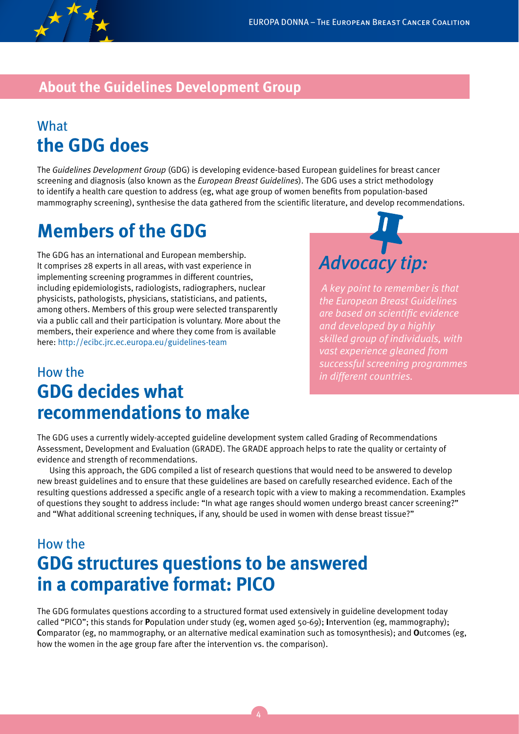## About the Guidelines Development Group

### What **the GDG does**

The *Guidelines Development Group* (GDG) is developing evidence-based European guidelines for breast cancer screening and diagnosis (also known as the *European Breast Guidelines*). The GDG uses a strict methodology to identify a health care question to address (eg, what age group of women benefits from population-based mammography screening), synthesise the data gathered from the scientific literature, and develop recommendations.

## Members of the GDG

The GDG has an international and European membership. It comprises 28 experts in all areas, with vast experience in implementing screening programmes in different countries, including epidemiologists, radiologists, radiographers, nuclear physicists, pathologists, physicians, statisticians, and patients, among others. Members of this group were selected transparently via a public call and their participation is voluntary. More about the members, their experience and where they come from is available here: http://ecibc.jrc.ec.europa.eu/guidelines-team

> ***Advocacy tip:***
>
> *A key point to remember is that the European Breast Guidelines are based on scientific evidence and developed by a highly skilled group of individuals, with vast experience gleaned from successful screening programmes in different countries.*

### How the **GDG decides what recommendations to make**

The GDG uses a currently widely-accepted guideline development system called Grading of Recommendations Assessment, Development and Evaluation (GRADE). The GRADE approach helps to rate the quality or certainty of evidence and strength of recommendations.

Using this approach, the GDG compiled a list of research questions that would need to be answered to develop new breast guidelines and to ensure that these guidelines are based on carefully researched evidence. Each of the resulting questions addressed a specific angle of a research topic with a view to making a recommendation. Examples of questions they sought to address include: "In what age ranges should women undergo breast cancer screening?" and "What additional screening techniques, if any, should be used in women with dense breast tissue?"

### How the **GDG structures questions to be answered in a comparative format: PICO**

The GDG formulates questions according to a structured format used extensively in guideline development today called "PICO"; this stands for **P**opulation under study (eg, women aged 50-69); **I**ntervention (eg, mammography); **C**omparator (eg, no mammography, or an alternative medical examination such as tomosynthesis); and **O**utcomes (eg, how the women in the age group fare after the intervention vs. the comparison).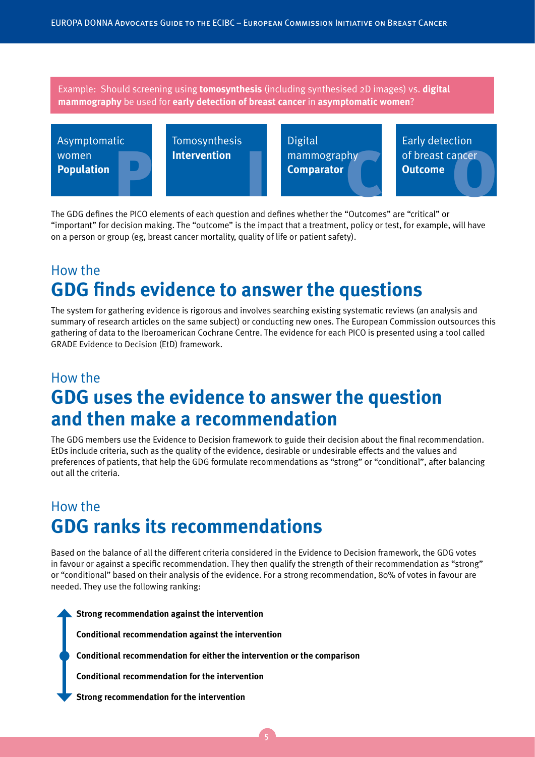Example: Should screening using **tomosynthesis** (including synthesised 2D images) vs. **digital mammography** be used for **early detection of breast cancer** in **asymptomatic women**?

| P | I | C | O |
| --- | --- | --- | --- |
| Asymptomatic women **Population** | Tomosynthesis **Intervention** | Digital mammography **Comparator** | Early detection of breast cancer **Outcome** |

The GDG defines the PICO elements of each question and defines whether the "Outcomes" are "critical" or "important" for decision making. The "outcome" is the impact that a treatment, policy or test, for example, will have on a person or group (eg, breast cancer mortality, quality of life or patient safety).

## How the **GDG finds evidence to answer the questions**

The system for gathering evidence is rigorous and involves searching existing systematic reviews (an analysis and summary of research articles on the same subject) or conducting new ones. The European Commission outsources this gathering of data to the Iberoamerican Cochrane Centre. The evidence for each PICO is presented using a tool called GRADE Evidence to Decision (EtD) framework.

## How the **GDG uses the evidence to answer the question and then make a recommendation**

The GDG members use the Evidence to Decision framework to guide their decision about the final recommendation. EtDs include criteria, such as the quality of the evidence, desirable or undesirable effects and the values and preferences of patients, that help the GDG formulate recommendations as "strong" or "conditional", after balancing out all the criteria.

## How the **GDG ranks its recommendations**

Based on the balance of all the different criteria considered in the Evidence to Decision framework, the GDG votes in favour or against a specific recommendation. They then qualify the strength of their recommendation as "strong" or "conditional" based on their analysis of the evidence. For a strong recommendation, 80% of votes in favour are needed. They use the following ranking:

- **Strong recommendation against the intervention**
- **Conditional recommendation against the intervention**
- **Conditional recommendation for either the intervention or the comparison**
- **Conditional recommendation for the intervention**
- **Strong recommendation for the intervention**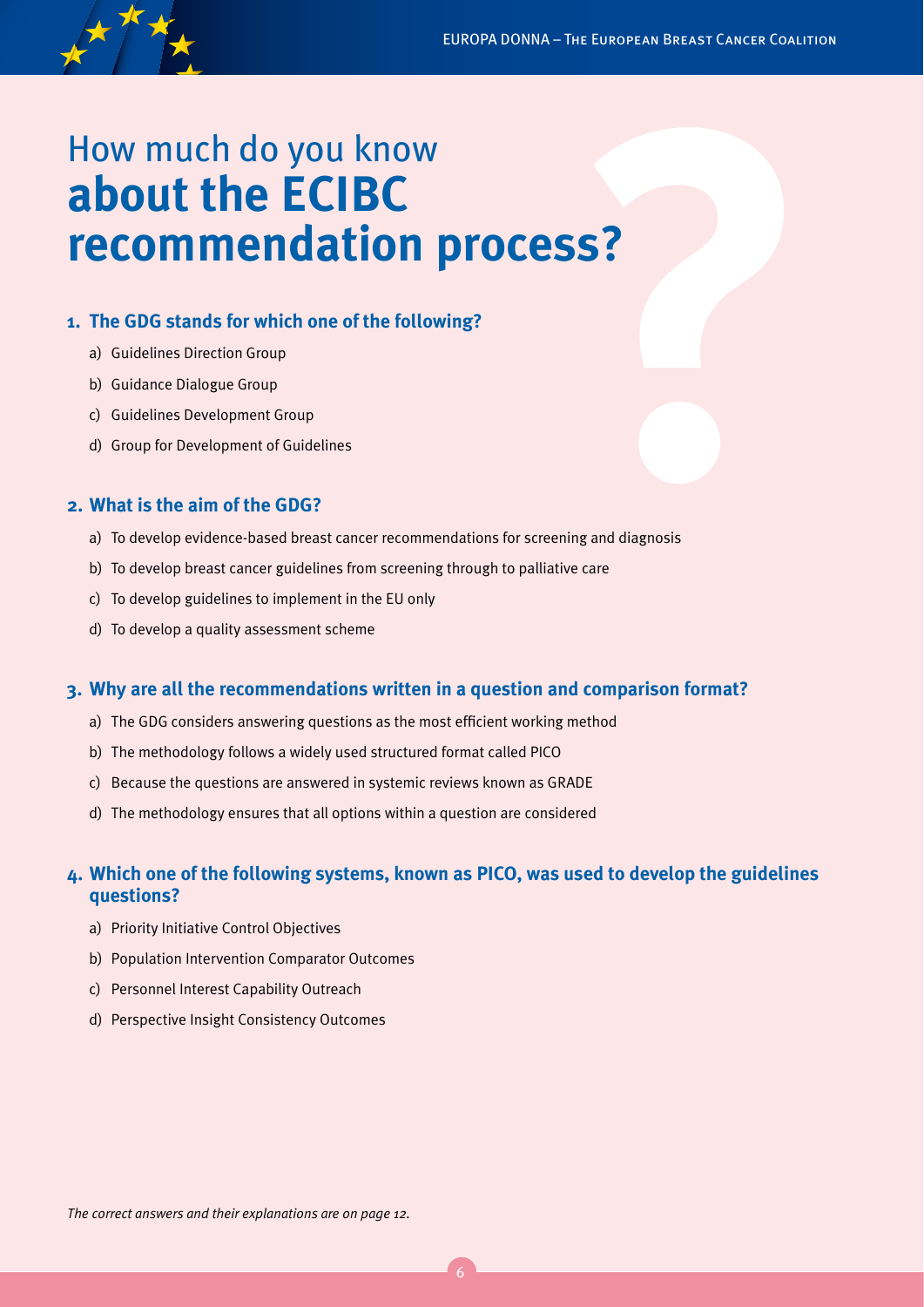# How much do you know **about the ECIBC recommendation process?**

**1. The GDG stands for which one of the following?**

a) Guidelines Direction Group

b) Guidance Dialogue Group

c) Guidelines Development Group

d) Group for Development of Guidelines

**2. What is the aim of the GDG?**

a) To develop evidence-based breast cancer recommendations for screening and diagnosis

b) To develop breast cancer guidelines from screening through to palliative care

c) To develop guidelines to implement in the EU only

d) To develop a quality assessment scheme

**3. Why are all the recommendations written in a question and comparison format?**

a) The GDG considers answering questions as the most efficient working method

b) The methodology follows a widely used structured format called PICO

c) Because the questions are answered in systemic reviews known as GRADE

d) The methodology ensures that all options within a question are considered

**4. Which one of the following systems, known as PICO, was used to develop the guidelines questions?**

a) Priority Initiative Control Objectives

b) Population Intervention Comparator Outcomes

c) Personnel Interest Capability Outreach

d) Perspective Insight Consistency Outcomes

*The correct answers and their explanations are on page 12.*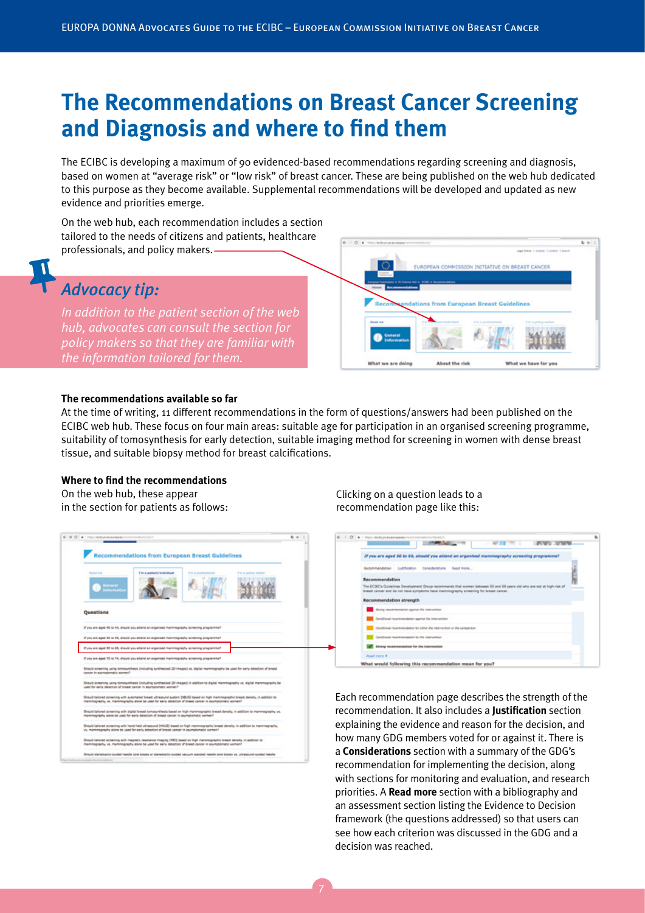# The Recommendations on Breast Cancer Screening and Diagnosis and where to find them

The ECIBC is developing a maximum of 90 evidenced-based recommendations regarding screening and diagnosis, based on women at "average risk" or "low risk" of breast cancer. These are being published on the web hub dedicated to this purpose as they become available. Supplemental recommendations will be developed and updated as new evidence and priorities emerge.

On the web hub, each recommendation includes a section tailored to the needs of citizens and patients, healthcare professionals, and policy makers.

## *Advocacy tip:*

*In addition to the patient section of the web hub, advocates can consult the section for policy makers so that they are familiar with the information tailored for them.*

### The recommendations available so far

At the time of writing, 11 different recommendations in the form of questions/answers had been published on the ECIBC web hub. These focus on four main areas: suitable age for participation in an organised screening programme, suitability of tomosynthesis for early detection, suitable imaging method for screening in women with dense breast tissue, and suitable biopsy method for breast calcifications.

### Where to find the recommendations

On the web hub, these appear in the section for patients as follows:

Clicking on a question leads to a recommendation page like this:

Each recommendation page describes the strength of the recommendation. It also includes a **Justification** section explaining the evidence and reason for the decision, and how many GDG members voted for or against it. There is a **Considerations** section with a summary of the GDG's recommendation for implementing the decision, along with sections for monitoring and evaluation, and research priorities. A **Read more** section with a bibliography and an assessment section listing the Evidence to Decision framework (the questions addressed) so that users can see how each criterion was discussed in the GDG and a decision was reached.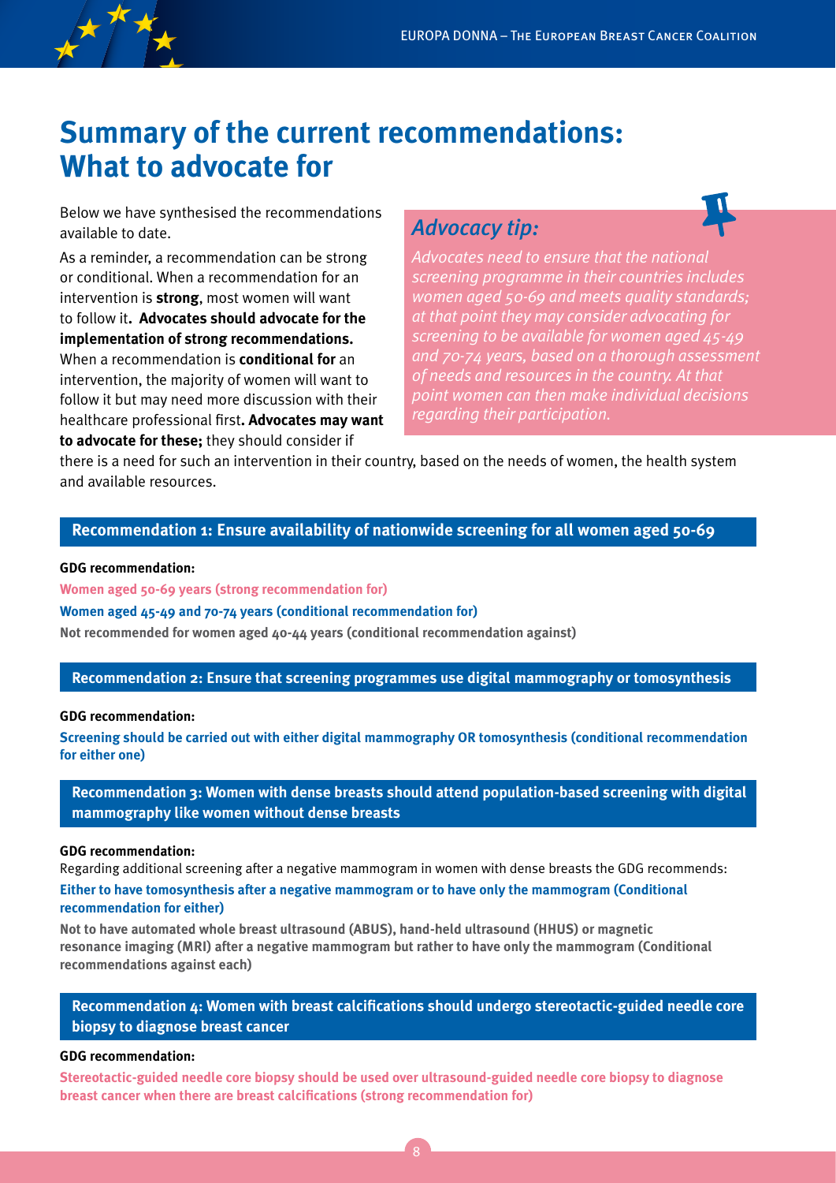# Summary of the current recommendations: What to advocate for

Below we have synthesised the recommendations available to date.

As a reminder, a recommendation can be strong or conditional. When a recommendation for an intervention is **strong**, most women will want to follow it. **Advocates should advocate for the implementation of strong recommendations.** When a recommendation is **conditional for** an intervention, the majority of women will want to follow it but may need more discussion with their healthcare professional first**. Advocates may want to advocate for these;** they should consider if there is a need for such an intervention in their country, based on the needs of women, the health system and available resources.

> ### *Advocacy tip:*
>
> *Advocates need to ensure that the national screening programme in their countries includes women aged 50-69 and meets quality standards; at that point they may consider advocating for screening to be available for women aged 45-49 and 70-74 years, based on a thorough assessment of needs and resources in the country. At that point women can then make individual decisions regarding their participation.*

### Recommendation 1: Ensure availability of nationwide screening for all women aged 50-69

**GDG recommendation:**

**Women aged 50-69 years (strong recommendation for)**

**Women aged 45-49 and 70-74 years (conditional recommendation for)**

**Not recommended for women aged 40-44 years (conditional recommendation against)**

### Recommendation 2: Ensure that screening programmes use digital mammography or tomosynthesis

**GDG recommendation:**

**Screening should be carried out with either digital mammography OR tomosynthesis (conditional recommendation for either one)**

### Recommendation 3: Women with dense breasts should attend population-based screening with digital mammography like women without dense breasts

**GDG recommendation:**

Regarding additional screening after a negative mammogram in women with dense breasts the GDG recommends:

**Either to have tomosynthesis after a negative mammogram or to have only the mammogram (Conditional recommendation for either)**

**Not to have automated whole breast ultrasound (ABUS), hand-held ultrasound (HHUS) or magnetic resonance imaging (MRI) after a negative mammogram but rather to have only the mammogram (Conditional recommendations against each)**

### Recommendation 4: Women with breast calcifications should undergo stereotactic-guided needle core biopsy to diagnose breast cancer

**GDG recommendation:**

**Stereotactic-guided needle core biopsy should be used over ultrasound-guided needle core biopsy to diagnose breast cancer when there are breast calcifications (strong recommendation for)**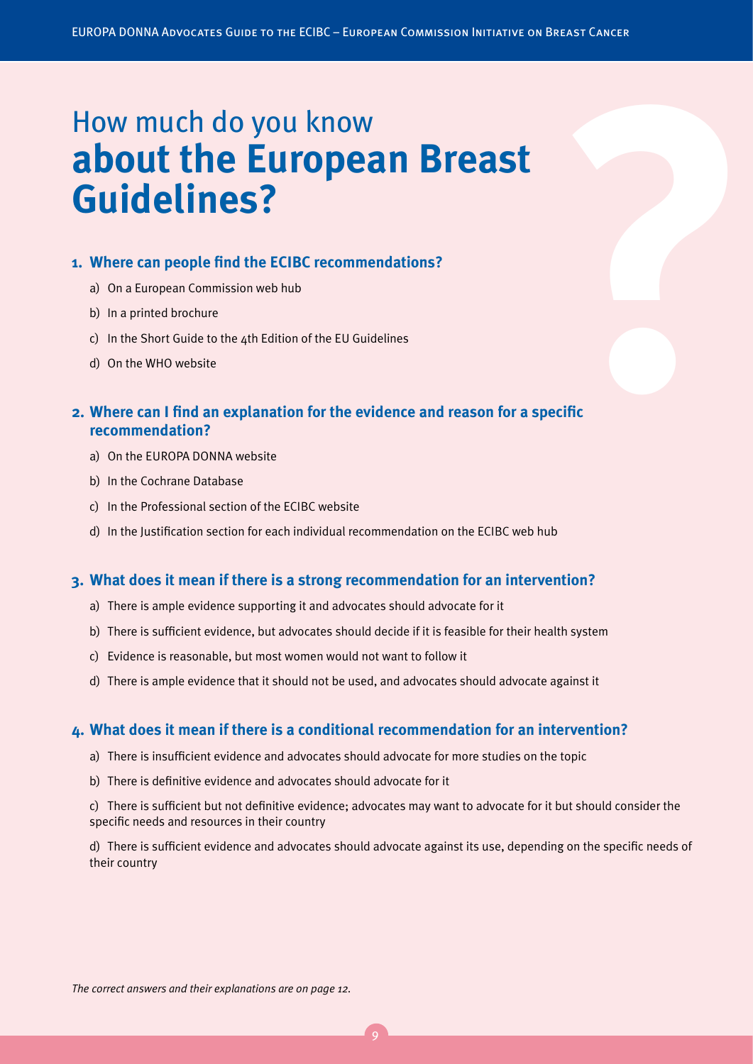# How much do you know **about the European Breast Guidelines?**

**1. Where can people find the ECIBC recommendations?**

a) On a European Commission web hub

b) In a printed brochure

c) In the Short Guide to the 4th Edition of the EU Guidelines

d) On the WHO website

**2. Where can I find an explanation for the evidence and reason for a specific recommendation?**

a) On the EUROPA DONNA website

b) In the Cochrane Database

c) In the Professional section of the ECIBC website

d) In the Justification section for each individual recommendation on the ECIBC web hub

**3. What does it mean if there is a strong recommendation for an intervention?**

a) There is ample evidence supporting it and advocates should advocate for it

b) There is sufficient evidence, but advocates should decide if it is feasible for their health system

c) Evidence is reasonable, but most women would not want to follow it

d) There is ample evidence that it should not be used, and advocates should advocate against it

**4. What does it mean if there is a conditional recommendation for an intervention?**

a) There is insufficient evidence and advocates should advocate for more studies on the topic

b) There is definitive evidence and advocates should advocate for it

c) There is sufficient but not definitive evidence; advocates may want to advocate for it but should consider the specific needs and resources in their country

d) There is sufficient evidence and advocates should advocate against its use, depending on the specific needs of their country

*The correct answers and their explanations are on page 12.*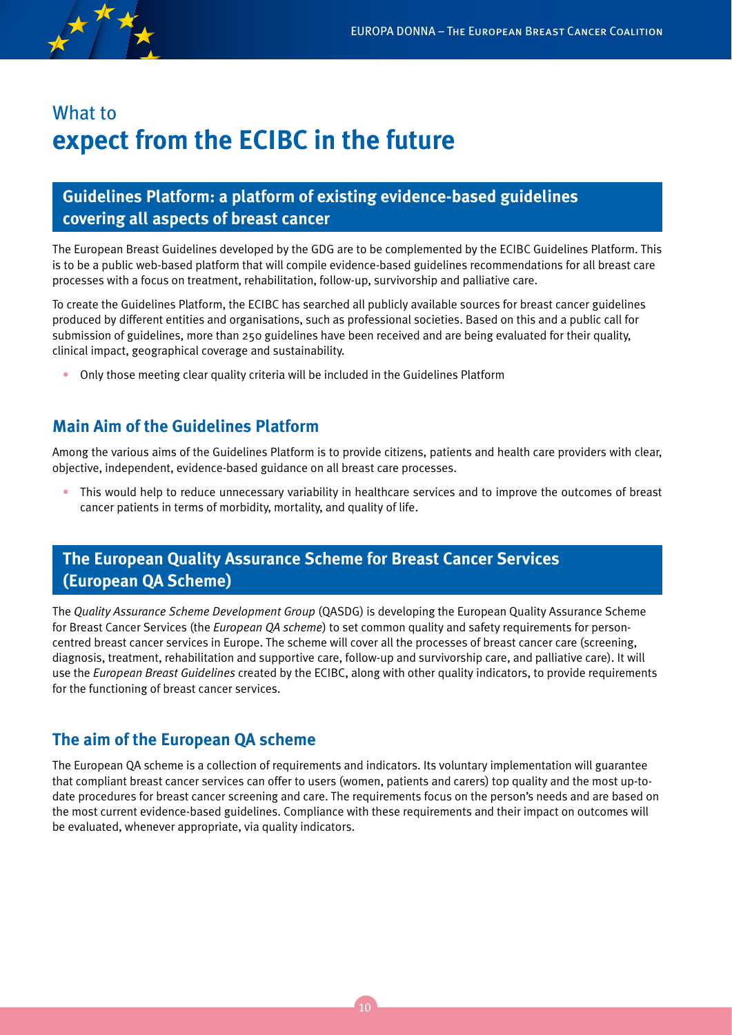# What to **expect from the ECIBC in the future**

## Guidelines Platform: a platform of existing evidence-based guidelines covering all aspects of breast cancer

The European Breast Guidelines developed by the GDG are to be complemented by the ECIBC Guidelines Platform. This is to be a public web-based platform that will compile evidence-based guidelines recommendations for all breast care processes with a focus on treatment, rehabilitation, follow-up, survivorship and palliative care.

To create the Guidelines Platform, the ECIBC has searched all publicly available sources for breast cancer guidelines produced by different entities and organisations, such as professional societies. Based on this and a public call for submission of guidelines, more than 250 guidelines have been received and are being evaluated for their quality, clinical impact, geographical coverage and sustainability.

- Only those meeting clear quality criteria will be included in the Guidelines Platform

### Main Aim of the Guidelines Platform

Among the various aims of the Guidelines Platform is to provide citizens, patients and health care providers with clear, objective, independent, evidence-based guidance on all breast care processes.

- This would help to reduce unnecessary variability in healthcare services and to improve the outcomes of breast cancer patients in terms of morbidity, mortality, and quality of life.

## The European Quality Assurance Scheme for Breast Cancer Services (European QA Scheme)

The *Quality Assurance Scheme Development Group* (QASDG) is developing the European Quality Assurance Scheme for Breast Cancer Services (the *European QA scheme*) to set common quality and safety requirements for person-centred breast cancer services in Europe. The scheme will cover all the processes of breast cancer care (screening, diagnosis, treatment, rehabilitation and supportive care, follow-up and survivorship care, and palliative care). It will use the *European Breast Guidelines* created by the ECIBC, along with other quality indicators, to provide requirements for the functioning of breast cancer services.

### The aim of the European QA scheme

The European QA scheme is a collection of requirements and indicators. Its voluntary implementation will guarantee that compliant breast cancer services can offer to users (women, patients and carers) top quality and the most up-to-date procedures for breast cancer screening and care. The requirements focus on the person's needs and are based on the most current evidence-based guidelines. Compliance with these requirements and their impact on outcomes will be evaluated, whenever appropriate, via quality indicators.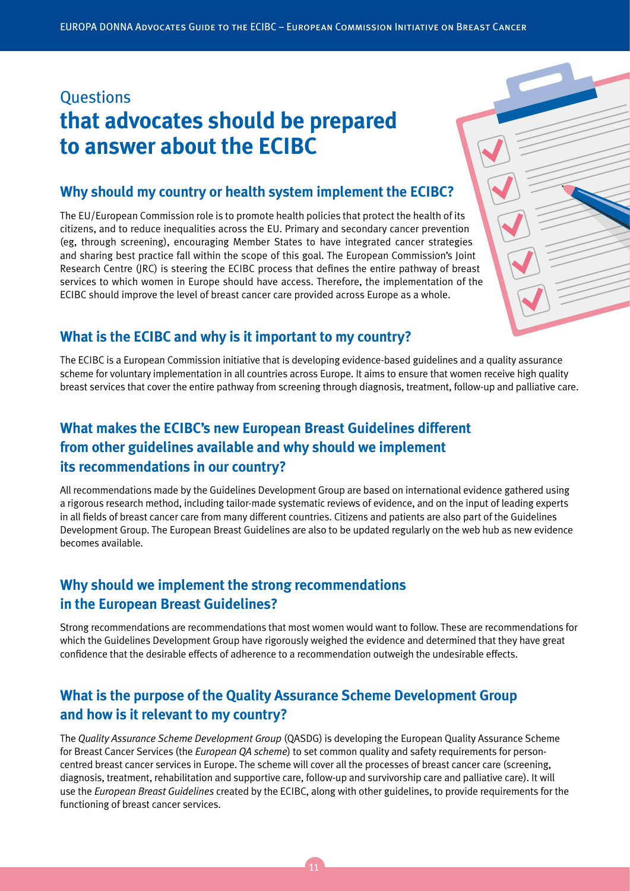# Questions that advocates should be prepared to answer about the ECIBC

## Why should my country or health system implement the ECIBC?

The EU/European Commission role is to promote health policies that protect the health of its citizens, and to reduce inequalities across the EU. Primary and secondary cancer prevention (eg, through screening), encouraging Member States to have integrated cancer strategies and sharing best practice fall within the scope of this goal. The European Commission's Joint Research Centre (JRC) is steering the ECIBC process that defines the entire pathway of breast services to which women in Europe should have access. Therefore, the implementation of the ECIBC should improve the level of breast cancer care provided across Europe as a whole.

## What is the ECIBC and why is it important to my country?

The ECIBC is a European Commission initiative that is developing evidence-based guidelines and a quality assurance scheme for voluntary implementation in all countries across Europe. It aims to ensure that women receive high quality breast services that cover the entire pathway from screening through diagnosis, treatment, follow-up and palliative care.

## What makes the ECIBC's new European Breast Guidelines different from other guidelines available and why should we implement its recommendations in our country?

All recommendations made by the Guidelines Development Group are based on international evidence gathered using a rigorous research method, including tailor-made systematic reviews of evidence, and on the input of leading experts in all fields of breast cancer care from many different countries. Citizens and patients are also part of the Guidelines Development Group. The European Breast Guidelines are also to be updated regularly on the web hub as new evidence becomes available.

## Why should we implement the strong recommendations in the European Breast Guidelines?

Strong recommendations are recommendations that most women would want to follow. These are recommendations for which the Guidelines Development Group have rigorously weighed the evidence and determined that they have great confidence that the desirable effects of adherence to a recommendation outweigh the undesirable effects.

## What is the purpose of the Quality Assurance Scheme Development Group and how is it relevant to my country?

The *Quality Assurance Scheme Development Group* (QASDG) is developing the European Quality Assurance Scheme for Breast Cancer Services (the *European QA scheme*) to set common quality and safety requirements for person-centred breast cancer services in Europe. The scheme will cover all the processes of breast cancer care (screening, diagnosis, treatment, rehabilitation and supportive care, follow-up and survivorship care and palliative care). It will use the *European Breast Guidelines* created by the ECIBC, along with other guidelines, to provide requirements for the functioning of breast cancer services.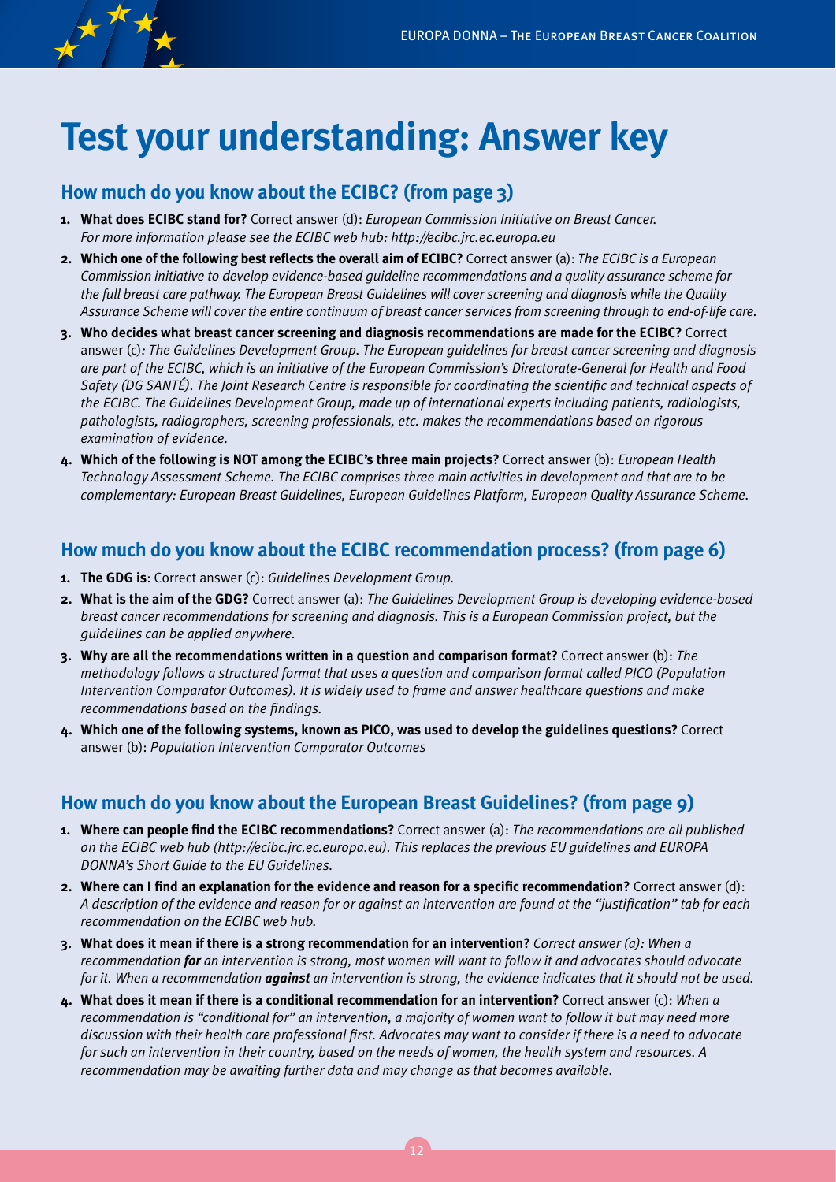# Test your understanding: Answer key

## How much do you know about the ECIBC? (from page 3)

1. **What does ECIBC stand for?** Correct answer (d): *European Commission Initiative on Breast Cancer. For more information please see the ECIBC web hub: http://ecibc.jrc.ec.europa.eu*
2. **Which one of the following best reflects the overall aim of ECIBC?** Correct answer (a): *The ECIBC is a European Commission initiative to develop evidence-based guideline recommendations and a quality assurance scheme for the full breast care pathway. The European Breast Guidelines will cover screening and diagnosis while the Quality Assurance Scheme will cover the entire continuum of breast cancer services from screening through to end-of-life care.*
3. **Who decides what breast cancer screening and diagnosis recommendations are made for the ECIBC?** Correct answer (c): *The Guidelines Development Group. The European guidelines for breast cancer screening and diagnosis are part of the ECIBC, which is an initiative of the European Commission's Directorate-General for Health and Food Safety (DG SANTÉ). The Joint Research Centre is responsible for coordinating the scientific and technical aspects of the ECIBC. The Guidelines Development Group, made up of international experts including patients, radiologists, pathologists, radiographers, screening professionals, etc. makes the recommendations based on rigorous examination of evidence.*
4. **Which of the following is NOT among the ECIBC's three main projects?** Correct answer (b): *European Health Technology Assessment Scheme. The ECIBC comprises three main activities in development and that are to be complementary: European Breast Guidelines, European Guidelines Platform, European Quality Assurance Scheme.*

## How much do you know about the ECIBC recommendation process? (from page 6)

1. **The GDG is**: Correct answer (c): *Guidelines Development Group.*
2. **What is the aim of the GDG?** Correct answer (a): *The Guidelines Development Group is developing evidence-based breast cancer recommendations for screening and diagnosis. This is a European Commission project, but the guidelines can be applied anywhere.*
3. **Why are all the recommendations written in a question and comparison format?** Correct answer (b): *The methodology follows a structured format that uses a question and comparison format called PICO (Population Intervention Comparator Outcomes). It is widely used to frame and answer healthcare questions and make recommendations based on the findings.*
4. **Which one of the following systems, known as PICO, was used to develop the guidelines questions?** Correct answer (b): *Population Intervention Comparator Outcomes*

## How much do you know about the European Breast Guidelines? (from page 9)

1. **Where can people find the ECIBC recommendations?** Correct answer (a): *The recommendations are all published on the ECIBC web hub (http://ecibc.jrc.ec.europa.eu). This replaces the previous EU guidelines and EUROPA DONNA's Short Guide to the EU Guidelines.*
2. **Where can I find an explanation for the evidence and reason for a specific recommendation?** Correct answer (d): *A description of the evidence and reason for or against an intervention are found at the "justification" tab for each recommendation on the ECIBC web hub.*
3. **What does it mean if there is a strong recommendation for an intervention?** *Correct answer (a): When a recommendation **for** an intervention is strong, most women will want to follow it and advocates should advocate for it. When a recommendation **against** an intervention is strong, the evidence indicates that it should not be used.*
4. **What does it mean if there is a conditional recommendation for an intervention?** Correct answer (c): *When a recommendation is "conditional for" an intervention, a majority of women want to follow it but may need more discussion with their health care professional first. Advocates may want to consider if there is a need to advocate for such an intervention in their country, based on the needs of women, the health system and resources. A recommendation may be awaiting further data and may change as that becomes available.*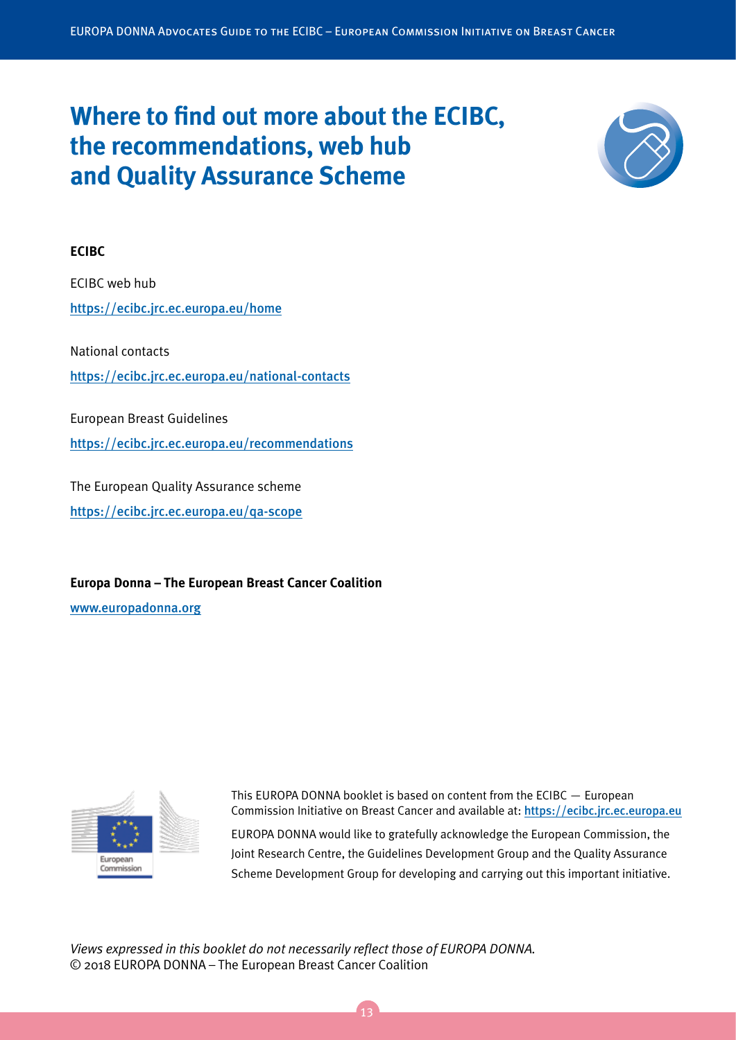# Where to find out more about the ECIBC, the recommendations, web hub and Quality Assurance Scheme

**ECIBC**

ECIBC web hub

https://ecibc.jrc.ec.europa.eu/home

National contacts

https://ecibc.jrc.ec.europa.eu/national-contacts

European Breast Guidelines

https://ecibc.jrc.ec.europa.eu/recommendations

The European Quality Assurance scheme

https://ecibc.jrc.ec.europa.eu/qa-scope

**Europa Donna – The European Breast Cancer Coalition**

www.europadonna.org

This EUROPA DONNA booklet is based on content from the ECIBC — European Commission Initiative on Breast Cancer and available at: https://ecibc.jrc.ec.europa.eu

EUROPA DONNA would like to gratefully acknowledge the European Commission, the Joint Research Centre, the Guidelines Development Group and the Quality Assurance Scheme Development Group for developing and carrying out this important initiative.

*Views expressed in this booklet do not necessarily reflect those of EUROPA DONNA.*

© 2018 EUROPA DONNA – The European Breast Cancer Coalition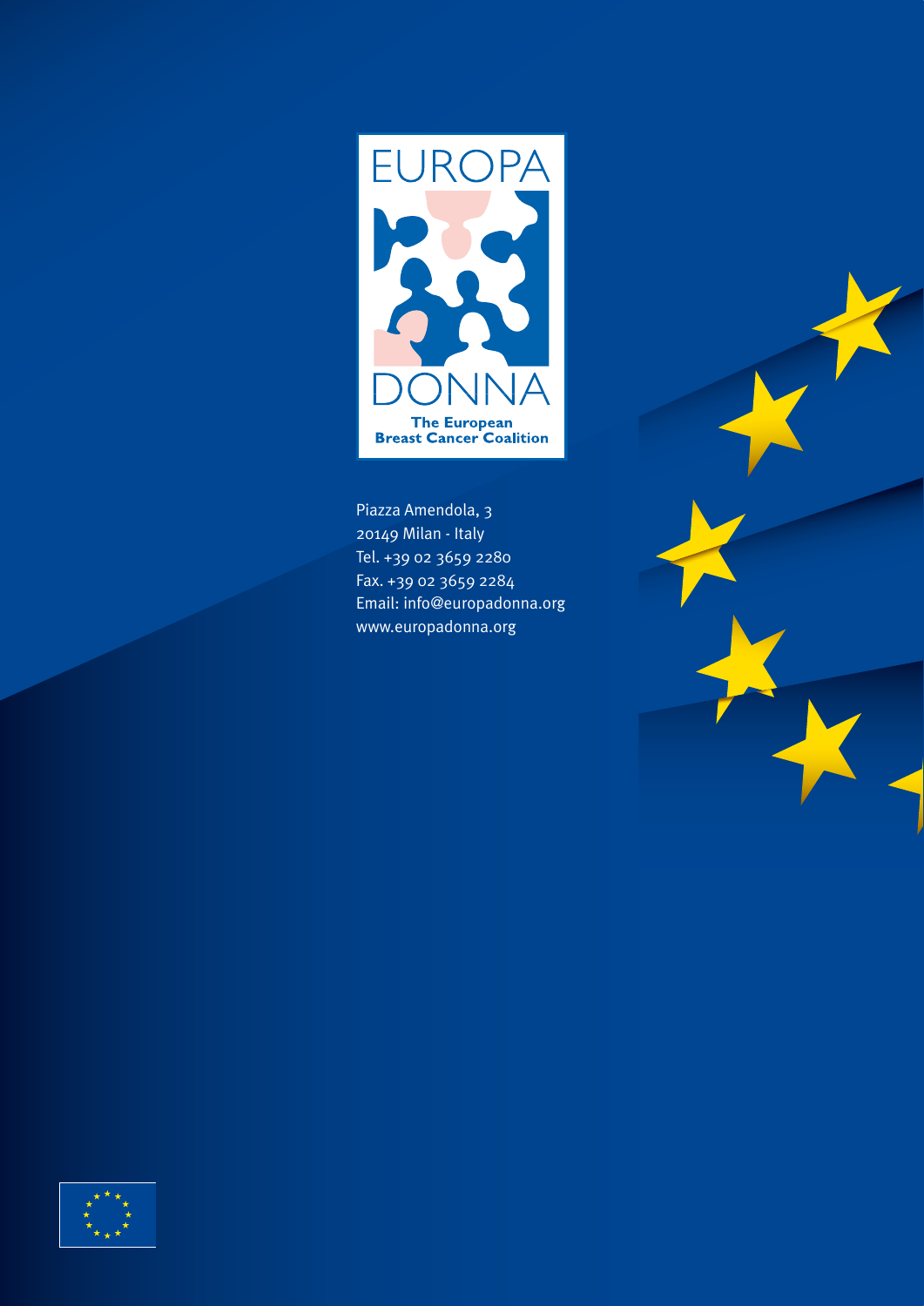EUROPA DONNA

The European Breast Cancer Coalition

Piazza Amendola, 3
20149 Milan - Italy
Tel. +39 02 3659 2280
Fax. +39 02 3659 2284
Email: info@europadonna.org
www.europadonna.org